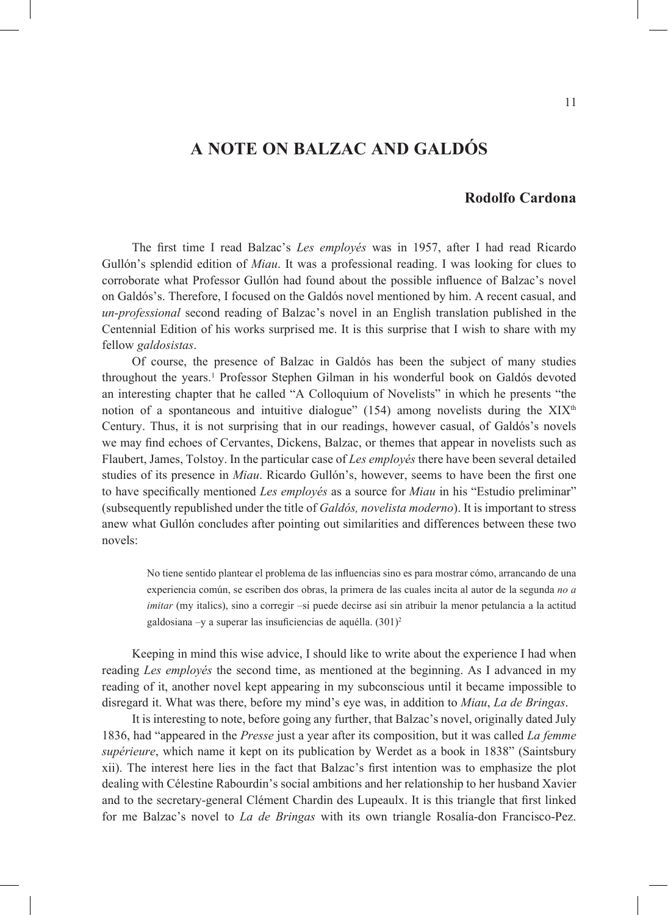# A NOTE ON BALZAC AND GALDÓS

**Rodolfo Cardona**

The first time I read Balzac's *Les employés* was in 1957, after I had read Ricardo Gullón's splendid edition of *Miau*. It was a professional reading. I was looking for clues to corroborate what Professor Gullón had found about the possible influence of Balzac's novel on Galdós's. Therefore, I focused on the Galdós novel mentioned by him. A recent casual, and *un-professional* second reading of Balzac's novel in an English translation published in the Centennial Edition of his works surprised me. It is this surprise that I wish to share with my fellow *galdosistas*.

Of course, the presence of Balzac in Galdós has been the subject of many studies throughout the years.[1] Professor Stephen Gilman in his wonderful book on Galdós devoted an interesting chapter that he called "A Colloquium of Novelists" in which he presents "the notion of a spontaneous and intuitive dialogue" (154) among novelists during the XIX[th] Century. Thus, it is not surprising that in our readings, however casual, of Galdós's novels we may find echoes of Cervantes, Dickens, Balzac, or themes that appear in novelists such as Flaubert, James, Tolstoy. In the particular case of *Les employés* there have been several detailed studies of its presence in *Miau*. Ricardo Gullón's, however, seems to have been the first one to have specifically mentioned *Les employés* as a source for *Miau* in his "Estudio preliminar" (subsequently republished under the title of *Galdós, novelista moderno*). It is important to stress anew what Gullón concludes after pointing out similarities and differences between these two novels:

> No tiene sentido plantear el problema de las influencias sino es para mostrar cómo, arrancando de una experiencia común, se escriben dos obras, la primera de las cuales incita al autor de la segunda *no a imitar* (my italics), sino a corregir –si puede decirse así sin atribuir la menor petulancia a la actitud galdosiana –y a superar las insuficiencias de aquélla. (301)[2]

Keeping in mind this wise advice, I should like to write about the experience I had when reading *Les employés* the second time, as mentioned at the beginning. As I advanced in my reading of it, another novel kept appearing in my subconscious until it became impossible to disregard it. What was there, before my mind's eye was, in addition to *Miau*, *La de Bringas*.

It is interesting to note, before going any further, that Balzac's novel, originally dated July 1836, had "appeared in the *Presse* just a year after its composition, but it was called *La femme supérieure*, which name it kept on its publication by Werdet as a book in 1838" (Saintsbury xii). The interest here lies in the fact that Balzac's first intention was to emphasize the plot dealing with Célestine Rabourdin's social ambitions and her relationship to her husband Xavier and to the secretary-general Clément Chardin des Lupeaulx. It is this triangle that first linked for me Balzac's novel to *La de Bringas* with its own triangle Rosalía-don Francisco-Pez.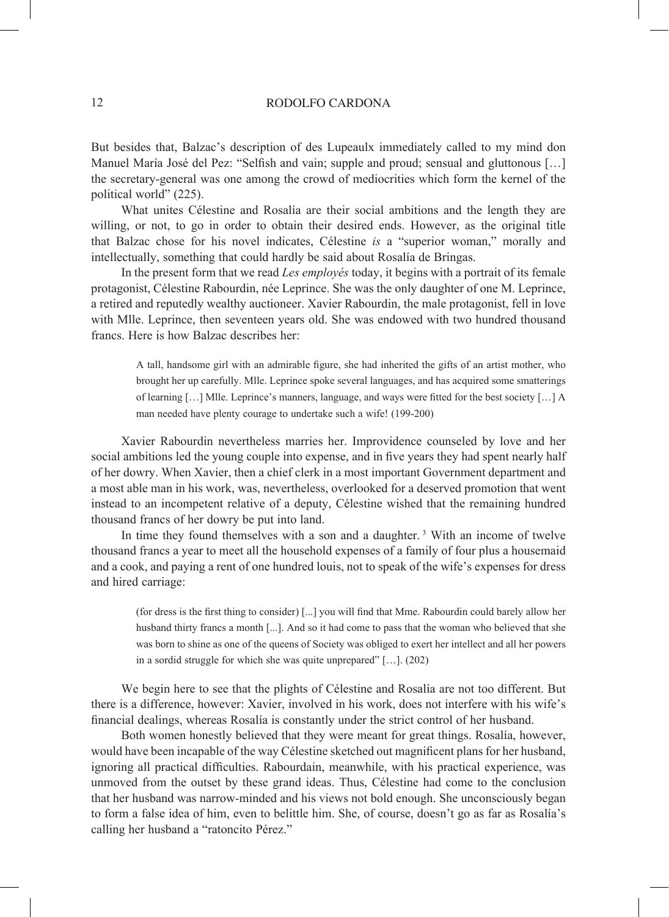But besides that, Balzac's description of des Lupeaulx immediately called to my mind don Manuel María José del Pez: "Selfish and vain; supple and proud; sensual and gluttonous […] the secretary-general was one among the crowd of mediocrities which form the kernel of the political world" (225).

What unites Célestine and Rosalía are their social ambitions and the length they are willing, or not, to go in order to obtain their desired ends. However, as the original title that Balzac chose for his novel indicates, Célestine *is* a "superior woman," morally and intellectually, something that could hardly be said about Rosalía de Bringas.

In the present form that we read *Les employés* today, it begins with a portrait of its female protagonist, Célestine Rabourdin, née Leprince. She was the only daughter of one M. Leprince, a retired and reputedly wealthy auctioneer. Xavier Rabourdin, the male protagonist, fell in love with Mlle. Leprince, then seventeen years old. She was endowed with two hundred thousand francs. Here is how Balzac describes her:

> A tall, handsome girl with an admirable figure, she had inherited the gifts of an artist mother, who brought her up carefully. Mlle. Leprince spoke several languages, and has acquired some smatterings of learning […] Mlle. Leprince's manners, language, and ways were fitted for the best society […] A man needed have plenty courage to undertake such a wife! (199-200)

Xavier Rabourdin nevertheless marries her. Improvidence counseled by love and her social ambitions led the young couple into expense, and in five years they had spent nearly half of her dowry. When Xavier, then a chief clerk in a most important Government department and a most able man in his work, was, nevertheless, overlooked for a deserved promotion that went instead to an incompetent relative of a deputy, Célestine wished that the remaining hundred thousand francs of her dowry be put into land.

In time they found themselves with a son and a daughter. [3] With an income of twelve thousand francs a year to meet all the household expenses of a family of four plus a housemaid and a cook, and paying a rent of one hundred louis, not to speak of the wife's expenses for dress and hired carriage:

> (for dress is the first thing to consider) [...] you will find that Mme. Rabourdin could barely allow her husband thirty francs a month [...]. And so it had come to pass that the woman who believed that she was born to shine as one of the queens of Society was obliged to exert her intellect and all her powers in a sordid struggle for which she was quite unprepared" […]. (202)

We begin here to see that the plights of Célestine and Rosalía are not too different. But there is a difference, however: Xavier, involved in his work, does not interfere with his wife's financial dealings, whereas Rosalía is constantly under the strict control of her husband.

Both women honestly believed that they were meant for great things. Rosalía, however, would have been incapable of the way Célestine sketched out magnificent plans for her husband, ignoring all practical difficulties. Rabourdain, meanwhile, with his practical experience, was unmoved from the outset by these grand ideas. Thus, Célestine had come to the conclusion that her husband was narrow-minded and his views not bold enough. She unconsciously began to form a false idea of him, even to belittle him. She, of course, doesn't go as far as Rosalía's calling her husband a "ratoncito Pérez."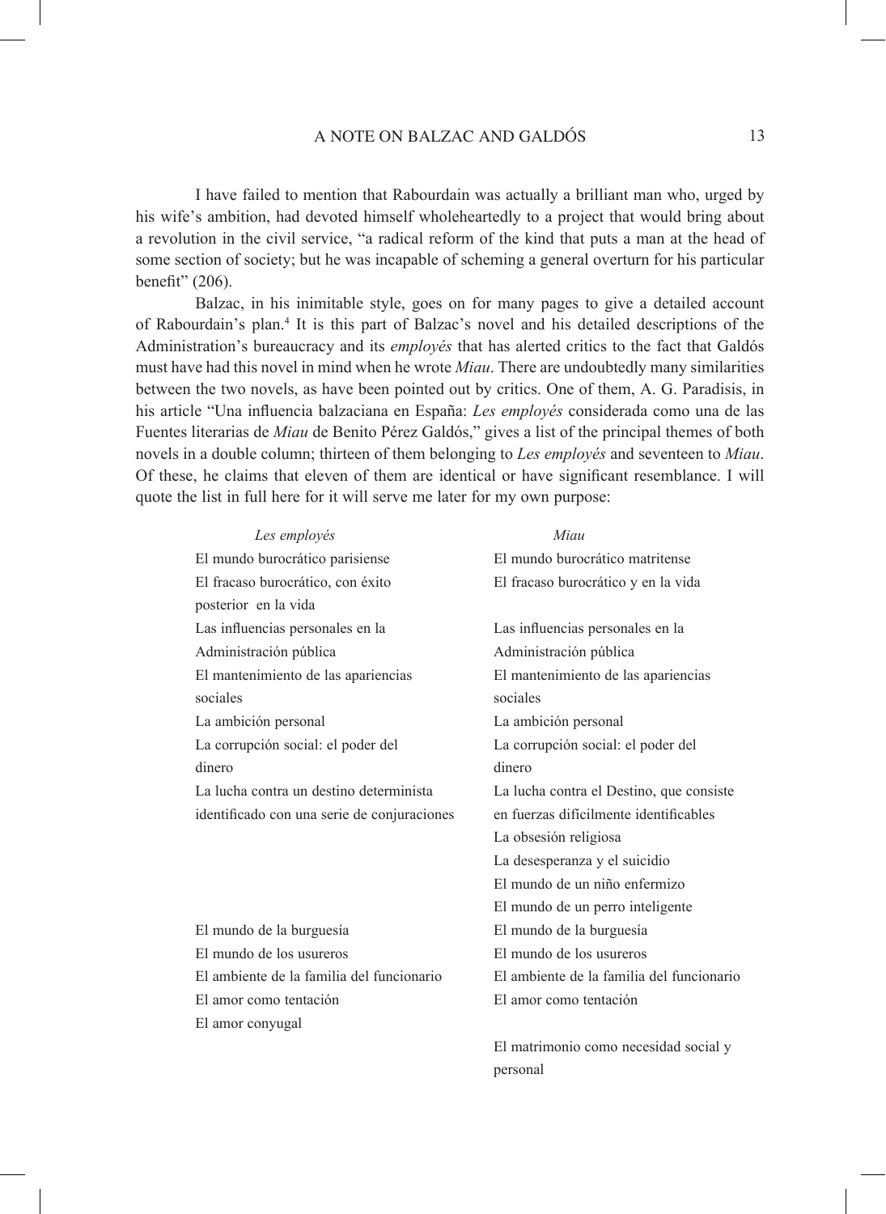I have failed to mention that Rabourdain was actually a brilliant man who, urged by his wife's ambition, had devoted himself wholeheartedly to a project that would bring about a revolution in the civil service, "a radical reform of the kind that puts a man at the head of some section of society; but he was incapable of scheming a general overturn for his particular benefit" (206).

Balzac, in his inimitable style, goes on for many pages to give a detailed account of Rabourdain's plan.[4] It is this part of Balzac's novel and his detailed descriptions of the Administration's bureaucracy and its *employés* that has alerted critics to the fact that Galdós must have had this novel in mind when he wrote *Miau*. There are undoubtedly many similarities between the two novels, as have been pointed out by critics. One of them, A. G. Paradisis, in his article "Una influencia balzaciana en España: *Les employés* considerada como una de las Fuentes literarias de *Miau* de Benito Pérez Galdós," gives a list of the principal themes of both novels in a double column; thirteen of them belonging to *Les employés* and seventeen to *Miau*. Of these, he claims that eleven of them are identical or have significant resemblance. I will quote the list in full here for it will serve me later for my own purpose:

| *Les employés* | *Miau* |
|---|---|
| El mundo burocrático parisiense | El mundo burocrático matritense |
| El fracaso burocrático, con éxito posterior en la vida | El fracaso burocrático y en la vida |
| Las influencias personales en la Administración pública | Las influencias personales en la Administración pública |
| El mantenimiento de las apariencias sociales | El mantenimiento de las apariencias sociales |
| La ambición personal | La ambición personal |
| La corrupción social: el poder del dinero | La corrupción social: el poder del dinero |
| La lucha contra un destino determinista identificado con una serie de conjuraciones | La lucha contra el Destino, que consiste en fuerzas difícilmente identificables |
| | La obsesión religiosa |
| | La desesperanza y el suicidio |
| | El mundo de un niño enfermizo |
| | El mundo de un perro inteligente |
| El mundo de la burguesía | El mundo de la burguesía |
| El mundo de los usureros | El mundo de los usureros |
| El ambiente de la familia del funcionario | El ambiente de la familia del funcionario |
| El amor como tentación | El amor como tentación |
| El amor conyugal | |
| | El matrimonio como necesidad social y personal |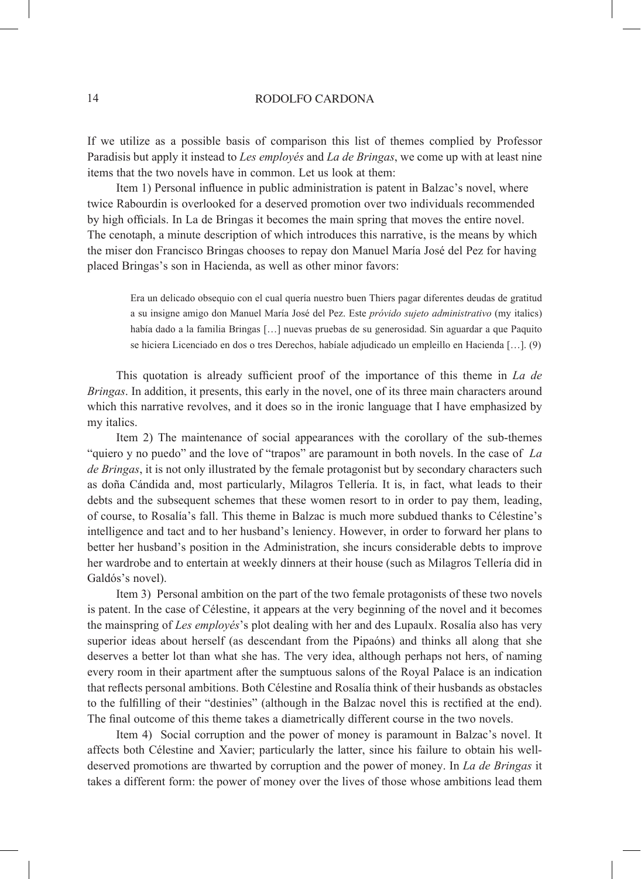If we utilize as a possible basis of comparison this list of themes complied by Professor Paradisis but apply it instead to *Les employés* and *La de Bringas*, we come up with at least nine items that the two novels have in common. Let us look at them:

Item 1) Personal influence in public administration is patent in Balzac's novel, where twice Rabourdin is overlooked for a deserved promotion over two individuals recommended by high officials. In La de Bringas it becomes the main spring that moves the entire novel. The cenotaph, a minute description of which introduces this narrative, is the means by which the miser don Francisco Bringas chooses to repay don Manuel María José del Pez for having placed Bringas's son in Hacienda, as well as other minor favors:

> Era un delicado obsequio con el cual quería nuestro buen Thiers pagar diferentes deudas de gratitud a su insigne amigo don Manuel María José del Pez. Este *próvido sujeto administrativo* (my italics) había dado a la familia Bringas […] nuevas pruebas de su generosidad. Sin aguardar a que Paquito se hiciera Licenciado en dos o tres Derechos, habíale adjudicado un empleillo en Hacienda […]. (9)

This quotation is already sufficient proof of the importance of this theme in *La de Bringas*. In addition, it presents, this early in the novel, one of its three main characters around which this narrative revolves, and it does so in the ironic language that I have emphasized by my italics.

Item 2) The maintenance of social appearances with the corollary of the sub-themes "quiero y no puedo" and the love of "trapos" are paramount in both novels. In the case of *La de Bringas*, it is not only illustrated by the female protagonist but by secondary characters such as doña Cándida and, most particularly, Milagros Tellería. It is, in fact, what leads to their debts and the subsequent schemes that these women resort to in order to pay them, leading, of course, to Rosalía's fall. This theme in Balzac is much more subdued thanks to Célestine's intelligence and tact and to her husband's leniency. However, in order to forward her plans to better her husband's position in the Administration, she incurs considerable debts to improve her wardrobe and to entertain at weekly dinners at their house (such as Milagros Tellería did in Galdós's novel).

Item 3) Personal ambition on the part of the two female protagonists of these two novels is patent. In the case of Célestine, it appears at the very beginning of the novel and it becomes the mainspring of *Les employés*'s plot dealing with her and des Lupaulx. Rosalía also has very superior ideas about herself (as descendant from the Pipaóns) and thinks all along that she deserves a better lot than what she has. The very idea, although perhaps not hers, of naming every room in their apartment after the sumptuous salons of the Royal Palace is an indication that reflects personal ambitions. Both Célestine and Rosalía think of their husbands as obstacles to the fulfilling of their "destinies" (although in the Balzac novel this is rectified at the end). The final outcome of this theme takes a diametrically different course in the two novels.

Item 4) Social corruption and the power of money is paramount in Balzac's novel. It affects both Célestine and Xavier; particularly the latter, since his failure to obtain his well-deserved promotions are thwarted by corruption and the power of money. In *La de Bringas* it takes a different form: the power of money over the lives of those whose ambitions lead them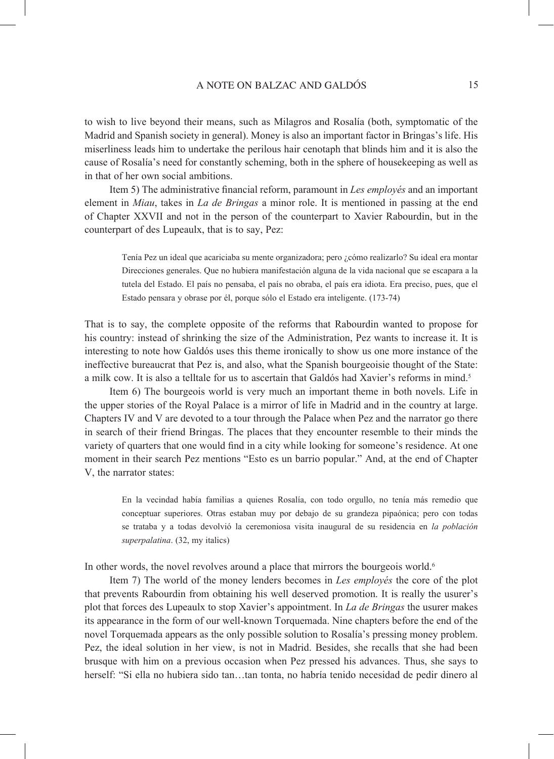to wish to live beyond their means, such as Milagros and Rosalía (both, symptomatic of the Madrid and Spanish society in general). Money is also an important factor in Bringas's life. His miserliness leads him to undertake the perilous hair cenotaph that blinds him and it is also the cause of Rosalía's need for constantly scheming, both in the sphere of housekeeping as well as in that of her own social ambitions.

Item 5) The administrative financial reform, paramount in *Les employés* and an important element in *Miau*, takes in *La de Bringas* a minor role. It is mentioned in passing at the end of Chapter XXVII and not in the person of the counterpart to Xavier Rabourdin, but in the counterpart of des Lupeaulx, that is to say, Pez:

> Tenía Pez un ideal que acariciaba su mente organizadora; pero ¿cómo realizarlo? Su ideal era montar Direcciones generales. Que no hubiera manifestación alguna de la vida nacional que se escapara a la tutela del Estado. El país no pensaba, el país no obraba, el país era idiota. Era preciso, pues, que el Estado pensara y obrase por él, porque sólo el Estado era inteligente. (173-74)

That is to say, the complete opposite of the reforms that Rabourdin wanted to propose for his country: instead of shrinking the size of the Administration, Pez wants to increase it. It is interesting to note how Galdós uses this theme ironically to show us one more instance of the ineffective bureaucrat that Pez is, and also, what the Spanish bourgeoisie thought of the State: a milk cow. It is also a telltale for us to ascertain that Galdós had Xavier's reforms in mind.[5]

Item 6) The bourgeois world is very much an important theme in both novels. Life in the upper stories of the Royal Palace is a mirror of life in Madrid and in the country at large. Chapters IV and V are devoted to a tour through the Palace when Pez and the narrator go there in search of their friend Bringas. The places that they encounter resemble to their minds the variety of quarters that one would find in a city while looking for someone's residence. At one moment in their search Pez mentions "Esto es un barrio popular." And, at the end of Chapter V, the narrator states:

> En la vecindad había familias a quienes Rosalía, con todo orgullo, no tenía más remedio que conceptuar superiores. Otras estaban muy por debajo de su grandeza pipaónica; pero con todas se trataba y a todas devolvió la ceremoniosa visita inaugural de su residencia en *la población superpalatina*. (32, my italics)

In other words, the novel revolves around a place that mirrors the bourgeois world.[6]

Item 7) The world of the money lenders becomes in *Les employés* the core of the plot that prevents Rabourdin from obtaining his well deserved promotion. It is really the usurer's plot that forces des Lupeaulx to stop Xavier's appointment. In *La de Bringas* the usurer makes its appearance in the form of our well-known Torquemada. Nine chapters before the end of the novel Torquemada appears as the only possible solution to Rosalía's pressing money problem. Pez, the ideal solution in her view, is not in Madrid. Besides, she recalls that she had been brusque with him on a previous occasion when Pez pressed his advances. Thus, she says to herself: "Si ella no hubiera sido tan…tan tonta, no habría tenido necesidad de pedir dinero al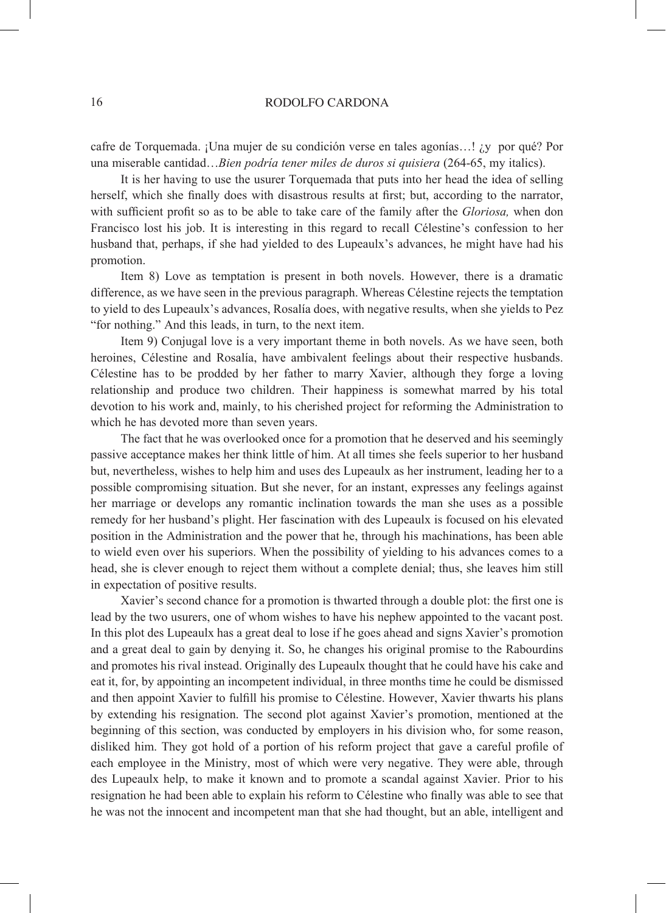cafre de Torquemada. ¡Una mujer de su condición verse en tales agonías…! ¿y por qué? Por una miserable cantidad…*Bien podría tener miles de duros si quisiera* (264-65, my italics).

It is her having to use the usurer Torquemada that puts into her head the idea of selling herself, which she finally does with disastrous results at first; but, according to the narrator, with sufficient profit so as to be able to take care of the family after the *Gloriosa,* when don Francisco lost his job. It is interesting in this regard to recall Célestine's confession to her husband that, perhaps, if she had yielded to des Lupeaulx's advances, he might have had his promotion.

Item 8) Love as temptation is present in both novels. However, there is a dramatic difference, as we have seen in the previous paragraph. Whereas Célestine rejects the temptation to yield to des Lupeaulx's advances, Rosalía does, with negative results, when she yields to Pez "for nothing." And this leads, in turn, to the next item.

Item 9) Conjugal love is a very important theme in both novels. As we have seen, both heroines, Célestine and Rosalía, have ambivalent feelings about their respective husbands. Célestine has to be prodded by her father to marry Xavier, although they forge a loving relationship and produce two children. Their happiness is somewhat marred by his total devotion to his work and, mainly, to his cherished project for reforming the Administration to which he has devoted more than seven years.

The fact that he was overlooked once for a promotion that he deserved and his seemingly passive acceptance makes her think little of him. At all times she feels superior to her husband but, nevertheless, wishes to help him and uses des Lupeaulx as her instrument, leading her to a possible compromising situation. But she never, for an instant, expresses any feelings against her marriage or develops any romantic inclination towards the man she uses as a possible remedy for her husband's plight. Her fascination with des Lupeaulx is focused on his elevated position in the Administration and the power that he, through his machinations, has been able to wield even over his superiors. When the possibility of yielding to his advances comes to a head, she is clever enough to reject them without a complete denial; thus, she leaves him still in expectation of positive results.

Xavier's second chance for a promotion is thwarted through a double plot: the first one is lead by the two usurers, one of whom wishes to have his nephew appointed to the vacant post. In this plot des Lupeaulx has a great deal to lose if he goes ahead and signs Xavier's promotion and a great deal to gain by denying it. So, he changes his original promise to the Rabourdins and promotes his rival instead. Originally des Lupeaulx thought that he could have his cake and eat it, for, by appointing an incompetent individual, in three months time he could be dismissed and then appoint Xavier to fulfill his promise to Célestine. However, Xavier thwarts his plans by extending his resignation. The second plot against Xavier's promotion, mentioned at the beginning of this section, was conducted by employers in his division who, for some reason, disliked him. They got hold of a portion of his reform project that gave a careful profile of each employee in the Ministry, most of which were very negative. They were able, through des Lupeaulx help, to make it known and to promote a scandal against Xavier. Prior to his resignation he had been able to explain his reform to Célestine who finally was able to see that he was not the innocent and incompetent man that she had thought, but an able, intelligent and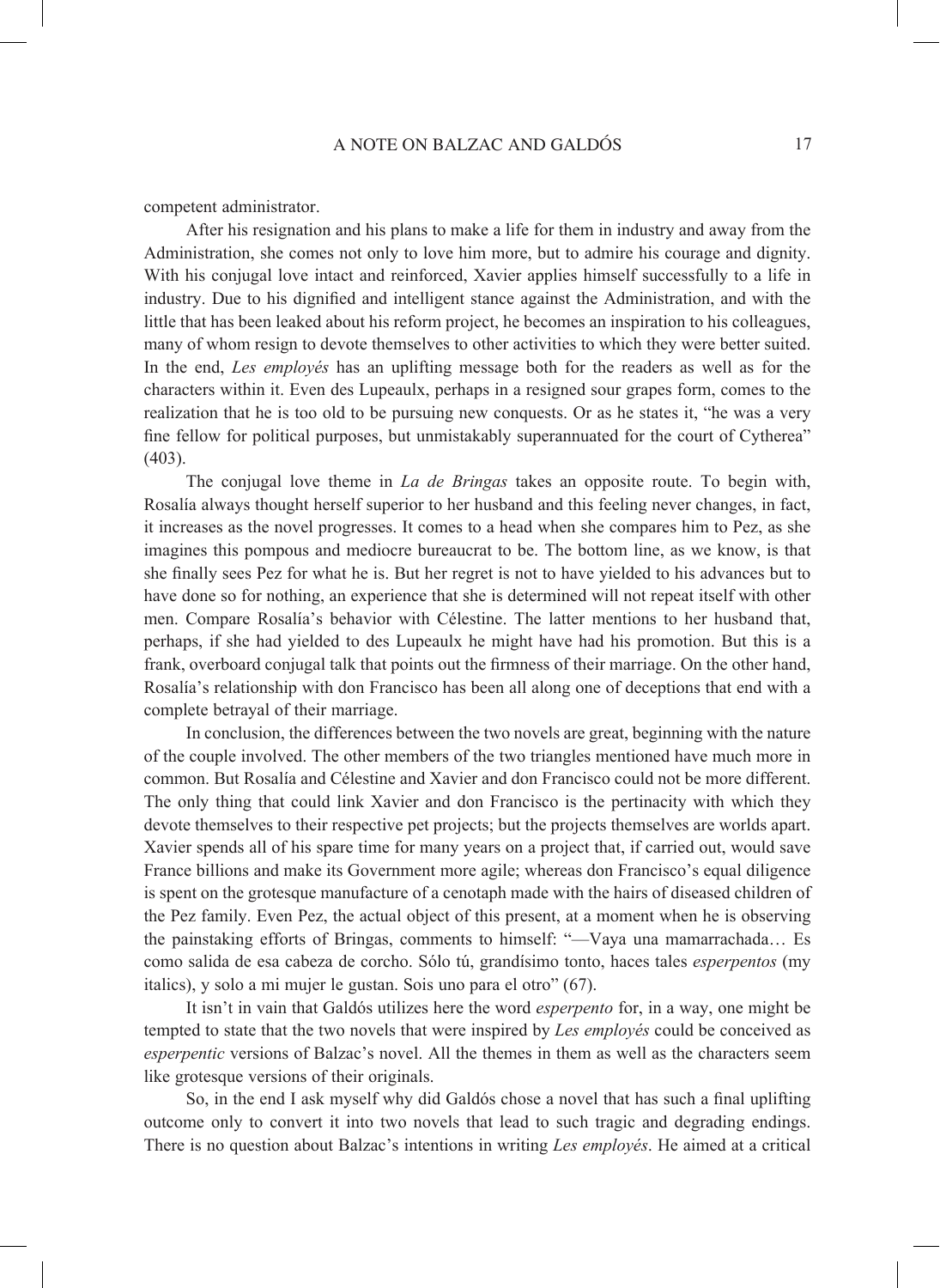competent administrator.

After his resignation and his plans to make a life for them in industry and away from the Administration, she comes not only to love him more, but to admire his courage and dignity. With his conjugal love intact and reinforced, Xavier applies himself successfully to a life in industry. Due to his dignified and intelligent stance against the Administration, and with the little that has been leaked about his reform project, he becomes an inspiration to his colleagues, many of whom resign to devote themselves to other activities to which they were better suited. In the end, *Les employés* has an uplifting message both for the readers as well as for the characters within it. Even des Lupeaulx, perhaps in a resigned sour grapes form, comes to the realization that he is too old to be pursuing new conquests. Or as he states it, "he was a very fine fellow for political purposes, but unmistakably superannuated for the court of Cytherea" (403).

The conjugal love theme in *La de Bringas* takes an opposite route. To begin with, Rosalía always thought herself superior to her husband and this feeling never changes, in fact, it increases as the novel progresses. It comes to a head when she compares him to Pez, as she imagines this pompous and mediocre bureaucrat to be. The bottom line, as we know, is that she finally sees Pez for what he is. But her regret is not to have yielded to his advances but to have done so for nothing, an experience that she is determined will not repeat itself with other men. Compare Rosalía's behavior with Céléstine. The latter mentions to her husband that, perhaps, if she had yielded to des Lupeaulx he might have had his promotion. But this is a frank, overboard conjugal talk that points out the firmness of their marriage. On the other hand, Rosalía's relationship with don Francisco has been all along one of deceptions that end with a complete betrayal of their marriage.

In conclusion, the differences between the two novels are great, beginning with the nature of the couple involved. The other members of the two triangles mentioned have much more in common. But Rosalía and Céléstine and Xavier and don Francisco could not be more different. The only thing that could link Xavier and don Francisco is the pertinacity with which they devote themselves to their respective pet projects; but the projects themselves are worlds apart. Xavier spends all of his spare time for many years on a project that, if carried out, would save France billions and make its Government more agile; whereas don Francisco's equal diligence is spent on the grotesque manufacture of a cenotaph made with the hairs of diseased children of the Pez family. Even Pez, the actual object of this present, at a moment when he is observing the painstaking efforts of Bringas, comments to himself: "—Vaya una mamarrachada… Es como salida de esa cabeza de corcho. Sólo tú, grandísimo tonto, haces tales *esperpentos* (my italics), y solo a mi mujer le gustan. Sois uno para el otro" (67).

It isn't in vain that Galdós utilizes here the word *esperpento* for, in a way, one might be tempted to state that the two novels that were inspired by *Les employés* could be conceived as *esperpentic* versions of Balzac's novel. All the themes in them as well as the characters seem like grotesque versions of their originals.

So, in the end I ask myself why did Galdós chose a novel that has such a final uplifting outcome only to convert it into two novels that lead to such tragic and degrading endings. There is no question about Balzac's intentions in writing *Les employés*. He aimed at a critical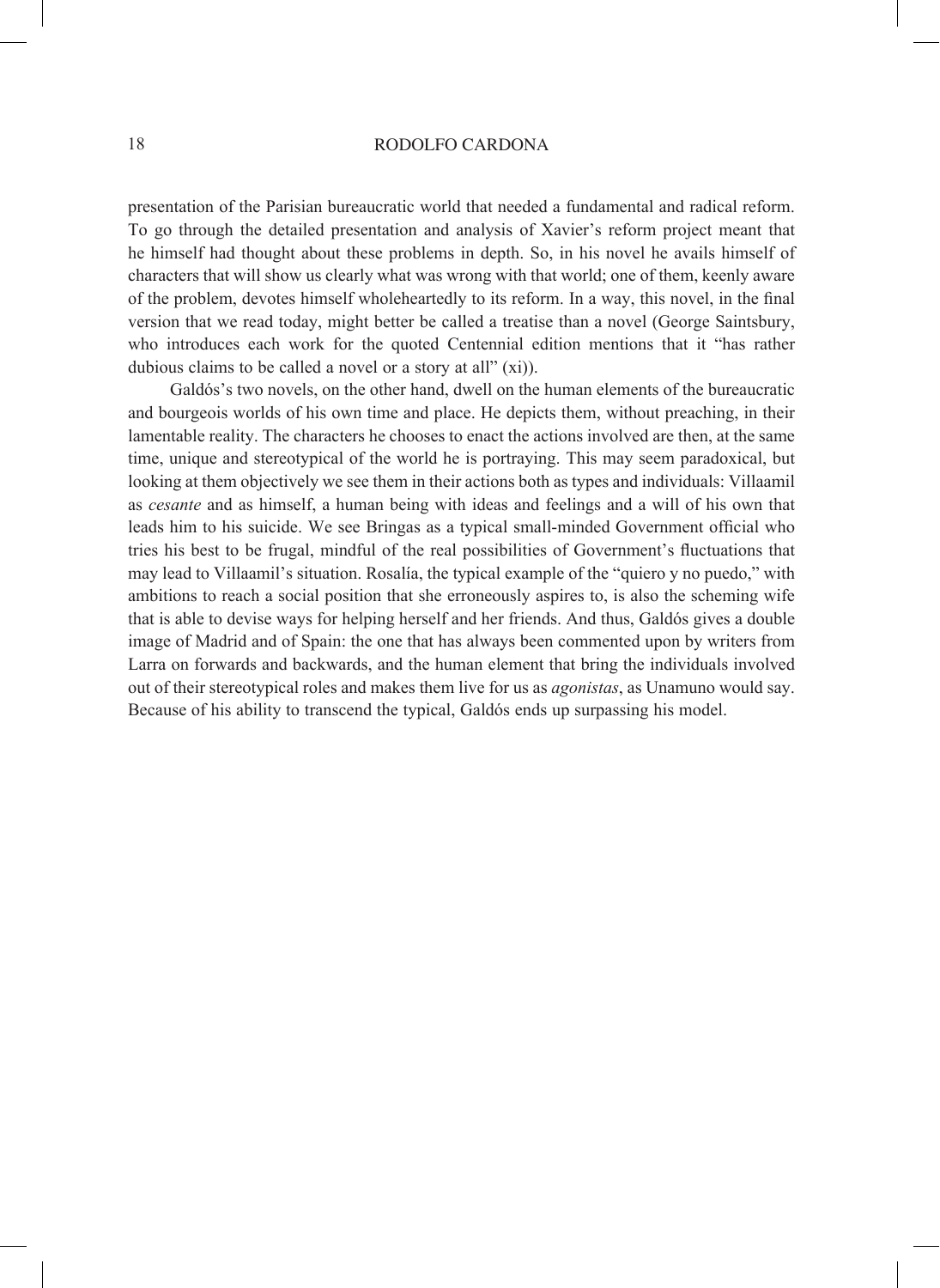presentation of the Parisian bureaucratic world that needed a fundamental and radical reform. To go through the detailed presentation and analysis of Xavier's reform project meant that he himself had thought about these problems in depth. So, in his novel he avails himself of characters that will show us clearly what was wrong with that world; one of them, keenly aware of the problem, devotes himself wholeheartedly to its reform. In a way, this novel, in the final version that we read today, might better be called a treatise than a novel (George Saintsbury, who introduces each work for the quoted Centennial edition mentions that it "has rather dubious claims to be called a novel or a story at all" (xi)).

Galdós's two novels, on the other hand, dwell on the human elements of the bureaucratic and bourgeois worlds of his own time and place. He depicts them, without preaching, in their lamentable reality. The characters he chooses to enact the actions involved are then, at the same time, unique and stereotypical of the world he is portraying. This may seem paradoxical, but looking at them objectively we see them in their actions both as types and individuals: Villaamil as *cesante* and as himself, a human being with ideas and feelings and a will of his own that leads him to his suicide. We see Bringas as a typical small-minded Government official who tries his best to be frugal, mindful of the real possibilities of Government's fluctuations that may lead to Villaamil's situation. Rosalía, the typical example of the "quiero y no puedo," with ambitions to reach a social position that she erroneously aspires to, is also the scheming wife that is able to devise ways for helping herself and her friends. And thus, Galdós gives a double image of Madrid and of Spain: the one that has always been commented upon by writers from Larra on forwards and backwards, and the human element that bring the individuals involved out of their stereotypical roles and makes them live for us as *agonistas*, as Unamuno would say. Because of his ability to transcend the typical, Galdós ends up surpassing his model.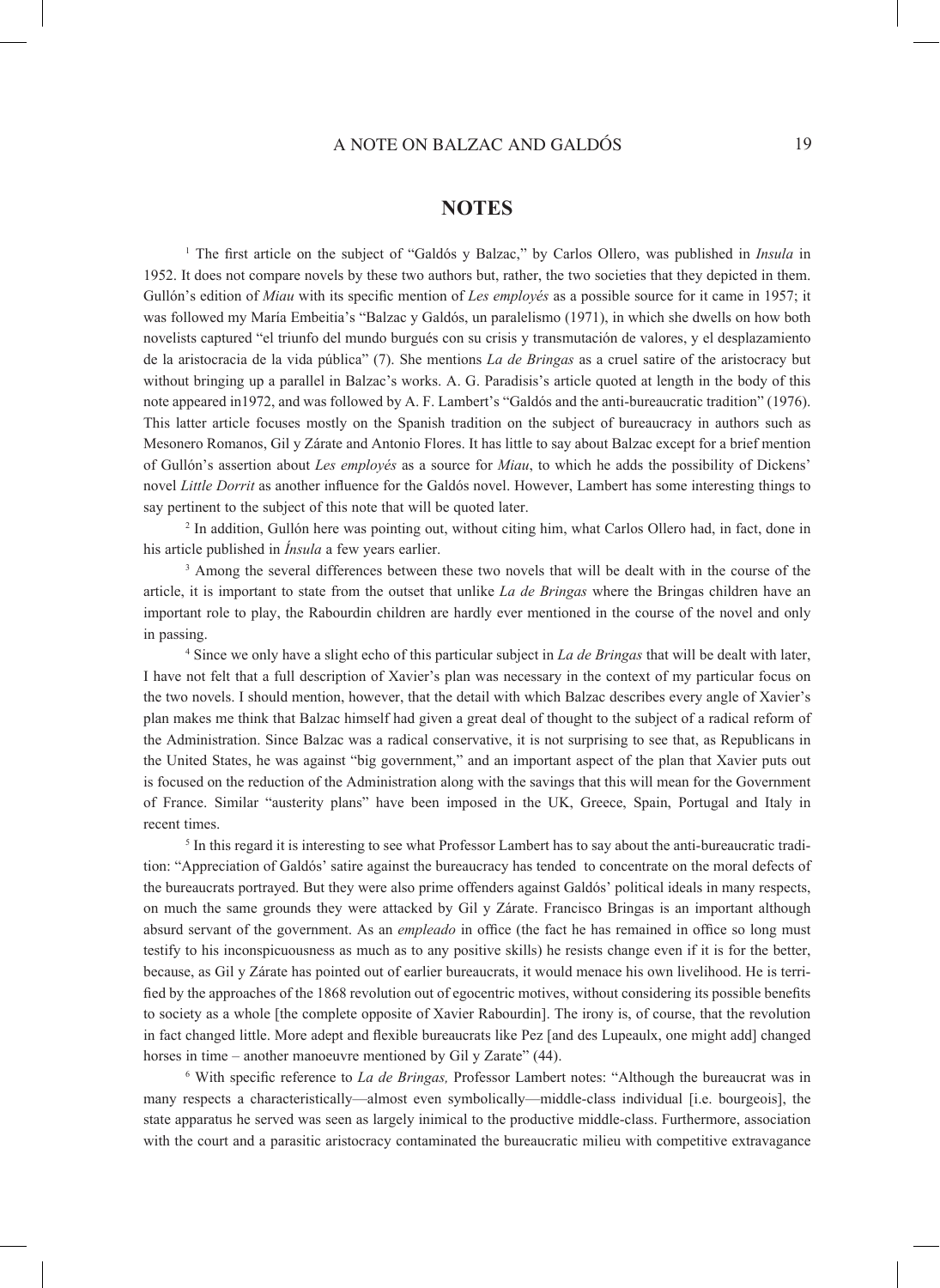## NOTES

[1] The first article on the subject of "Galdós y Balzac," by Carlos Ollero, was published in *Insula* in 1952. It does not compare novels by these two authors but, rather, the two societies that they depicted in them. Gullón's edition of *Miau* with its specific mention of *Les employés* as a possible source for it came in 1957; it was followed my María Embeitia's "Balzac y Galdós, un paralelismo (1971), in which she dwells on how both novelists captured "el triunfo del mundo burgués con su crisis y transmutación de valores, y el desplazamiento de la aristocracia de la vida pública" (7). She mentions *La de Bringas* as a cruel satire of the aristocracy but without bringing up a parallel in Balzac's works. A. G. Paradisis's article quoted at length in the body of this note appeared in1972, and was followed by A. F. Lambert's "Galdós and the anti-bureaucratic tradition" (1976). This latter article focuses mostly on the Spanish tradition on the subject of bureaucracy in authors such as Mesonero Romanos, Gil y Zárate and Antonio Flores. It has little to say about Balzac except for a brief mention of Gullón's assertion about *Les employés* as a source for *Miau*, to which he adds the possibility of Dickens' novel *Little Dorrit* as another influence for the Galdós novel. However, Lambert has some interesting things to say pertinent to the subject of this note that will be quoted later.

[2] In addition, Gullón here was pointing out, without citing him, what Carlos Ollero had, in fact, done in his article published in *Ínsula* a few years earlier.

[3] Among the several differences between these two novels that will be dealt with in the course of the article, it is important to state from the outset that unlike *La de Bringas* where the Bringas children have an important role to play, the Rabourdin children are hardly ever mentioned in the course of the novel and only in passing.

[4] Since we only have a slight echo of this particular subject in *La de Bringas* that will be dealt with later, I have not felt that a full description of Xavier's plan was necessary in the context of my particular focus on the two novels. I should mention, however, that the detail with which Balzac describes every angle of Xavier's plan makes me think that Balzac himself had given a great deal of thought to the subject of a radical reform of the Administration. Since Balzac was a radical conservative, it is not surprising to see that, as Republicans in the United States, he was against "big government," and an important aspect of the plan that Xavier puts out is focused on the reduction of the Administration along with the savings that this will mean for the Government of France. Similar "austerity plans" have been imposed in the UK, Greece, Spain, Portugal and Italy in recent times.

[5] In this regard it is interesting to see what Professor Lambert has to say about the anti-bureaucratic tradition: "Appreciation of Galdós' satire against the bureaucracy has tended to concentrate on the moral defects of the bureaucrats portrayed. But they were also prime offenders against Galdós' political ideals in many respects, on much the same grounds they were attacked by Gil y Zárate. Francisco Bringas is an important although absurd servant of the government. As an *empleado* in office (the fact he has remained in office so long must testify to his inconspicuousness as much as to any positive skills) he resists change even if it is for the better, because, as Gil y Zárate has pointed out of earlier bureaucrats, it would menace his own livelihood. He is terrified by the approaches of the 1868 revolution out of egocentric motives, without considering its possible benefits to society as a whole [the complete opposite of Xavier Rabourdin]. The irony is, of course, that the revolution in fact changed little. More adept and flexible bureaucrats like Pez [and des Lupeaulx, one might add] changed horses in time – another manoeuvre mentioned by Gil y Zarate" (44).

[6] With specific reference to *La de Bringas,* Professor Lambert notes: "Although the bureaucrat was in many respects a characteristically—almost even symbolically—middle-class individual [i.e. bourgeois], the state apparatus he served was seen as largely inimical to the productive middle-class. Furthermore, association with the court and a parasitic aristocracy contaminated the bureaucratic milieu with competitive extravagance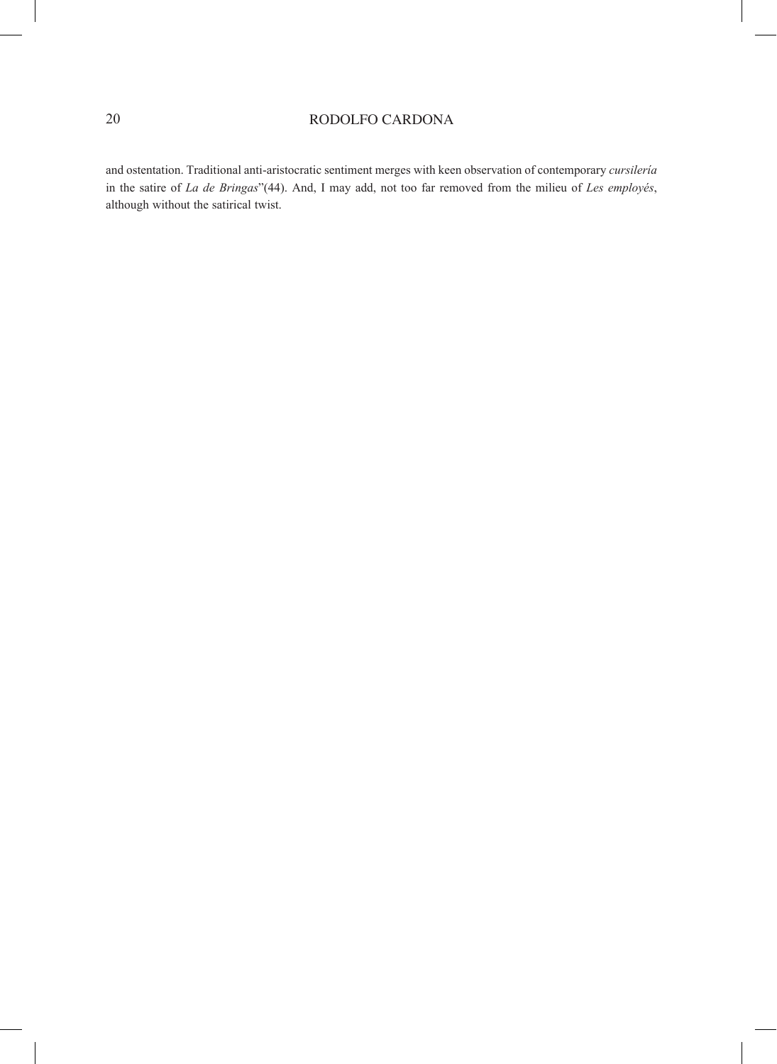and ostentation. Traditional anti-aristocratic sentiment merges with keen observation of contemporary *cursilería* in the satire of *La de Bringas*"(44). And, I may add, not too far removed from the milieu of *Les employés*, although without the satirical twist.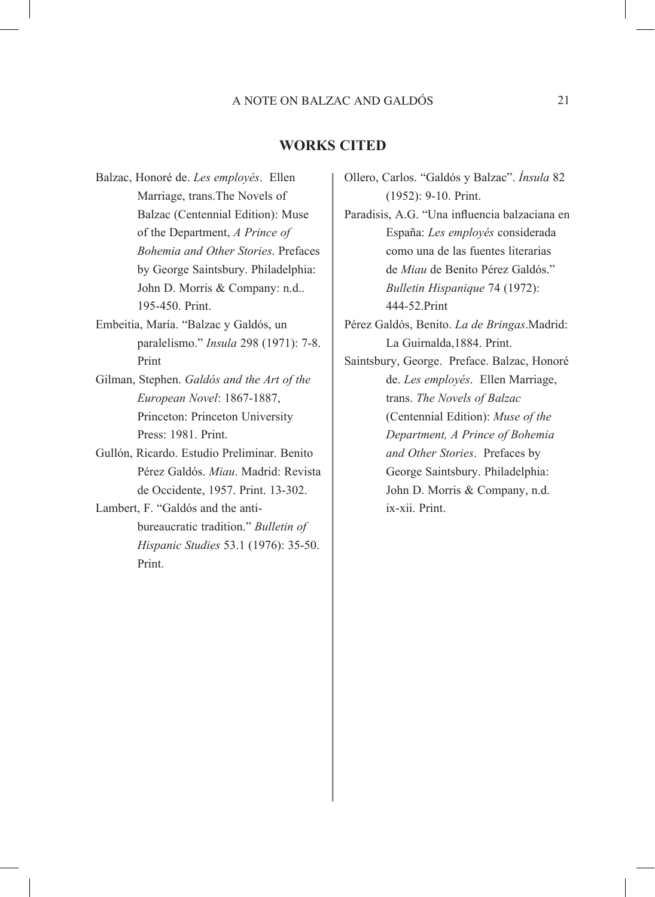## WORKS CITED

Balzac, Honoré de. *Les employés*. Ellen Marriage, trans.The Novels of Balzac (Centennial Edition): Muse of the Department, *A Prince of Bohemia and Other Stories*. Prefaces by George Saintsbury. Philadelphia: John D. Morris & Company: n.d.. 195-450. Print.

Embeitia, María. "Balzac y Galdós, un paralelismo." *Insula* 298 (1971): 7-8. Print

Gilman, Stephen. *Galdós and the Art of the European Novel*: 1867-1887, Princeton: Princeton University Press: 1981. Print.

Gullón, Ricardo. Estudio Preliminar. Benito Pérez Galdós. *Miau*. Madrid: Revista de Occidente, 1957. Print. 13-302.

Lambert, F. "Galdós and the anti-bureaucratic tradition." *Bulletin of Hispanic Studies* 53.1 (1976): 35-50. Print.

Ollero, Carlos. "Galdós y Balzac". *Ínsula* 82 (1952): 9-10. Print.

Paradisis, A.G. "Una influencia balzaciana en España: *Les employés* considerada como una de las fuentes literarias de *Miau* de Benito Pérez Galdós." *Bulletin Hispanique* 74 (1972): 444-52.Print

Pérez Galdós, Benito. *La de Bringas*.Madrid: La Guirnalda,1884. Print.

Saintsbury, George. Preface. Balzac, Honoré de. *Les employés*. Ellen Marriage, trans. *The Novels of Balzac* (Centennial Edition): *Muse of the Department, A Prince of Bohemia and Other Stories*. Prefaces by George Saintsbury. Philadelphia: John D. Morris & Company, n.d. ix-xii. Print.